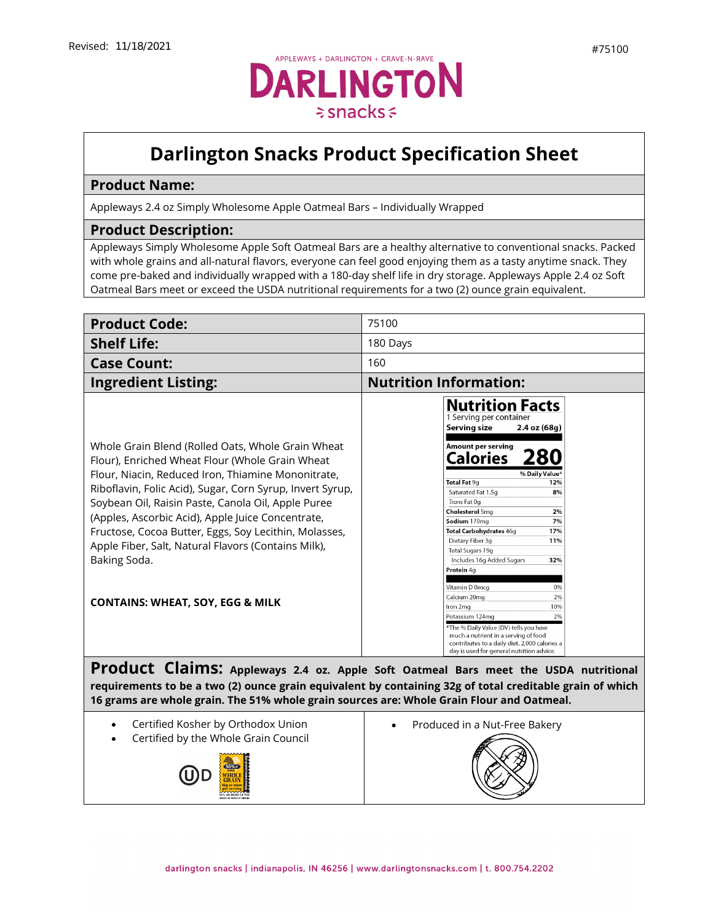Revised: 11/18/2021

#75100

APPLEWAYS + DARLINGTON + CRAVE-N-RAVE

DARLINGTON snacks

# Darlington Snacks Product Specification Sheet

## Product Name:

Appleways 2.4 oz Simply Wholesome Apple Oatmeal Bars – Individually Wrapped

## Product Description:

Appleways Simply Wholesome Apple Soft Oatmeal Bars are a healthy alternative to conventional snacks. Packed with whole grains and all-natural flavors, everyone can feel good enjoying them as a tasty anytime snack. They come pre-baked and individually wrapped with a 180-day shelf life in dry storage. Appleways Apple 2.4 oz Soft Oatmeal Bars meet or exceed the USDA nutritional requirements for a two (2) ounce grain equivalent.

| | |
|---|---|
| **Product Code:** | 75100 |
| **Shelf Life:** | 180 Days |
| **Case Count:** | 160 |

## Ingredient Listing:

Whole Grain Blend (Rolled Oats, Whole Grain Wheat Flour), Enriched Wheat Flour (Whole Grain Wheat Flour, Niacin, Reduced Iron, Thiamine Mononitrate, Riboflavin, Folic Acid), Sugar, Corn Syrup, Invert Syrup, Soybean Oil, Raisin Paste, Canola Oil, Apple Puree (Apples, Ascorbic Acid), Apple Juice Concentrate, Fructose, Cocoa Butter, Eggs, Soy Lecithin, Molasses, Apple Fiber, Salt, Natural Flavors (Contains Milk), Baking Soda.

**CONTAINS: WHEAT, SOY, EGG & MILK**

## Nutrition Information:

**Nutrition Facts**

1 Serving per container

**Serving size 2.4 oz (68g)**

**Amount per serving**

**Calories 280**

| | % Daily Value* |
|---|---|
| **Total Fat** 9g | **12%** |
| Saturated Fat 1.5g | **8%** |
| *Trans* Fat 0g | |
| **Cholesterol** 5mg | **2%** |
| **Sodium** 170mg | **7%** |
| **Total Carbohydrates** 46g | **17%** |
| Dietary Fiber 3g | **11%** |
| Total Sugars 19g | |
| Includes 16g Added Sugars | **32%** |
| **Protein** 4g | |
| Vitamin D 0mcg | 0% |
| Calcium 20mg | 2% |
| Iron 2mg | 10% |
| Potassium 124mg | 2% |

*The % Daily Value (DV) tells you how much a nutrient in a serving of food contributes to a daily diet. 2,000 calories a day is used for general nutrition advice.

**Product Claims:** **Appleways 2.4 oz. Apple Soft Oatmeal Bars meet the USDA nutritional requirements to be a two (2) ounce grain equivalent by containing 32g of total creditable grain of which 16 grams are whole grain. The 51% whole grain sources are: Whole Grain Flour and Oatmeal.**

- Certified Kosher by Orthodox Union
- Certified by the Whole Grain Council

- Produced in a Nut-Free Bakery

darlington snacks | indianapolis, IN 46256 | www.darlingtonsnacks.com | t. 800.754.2202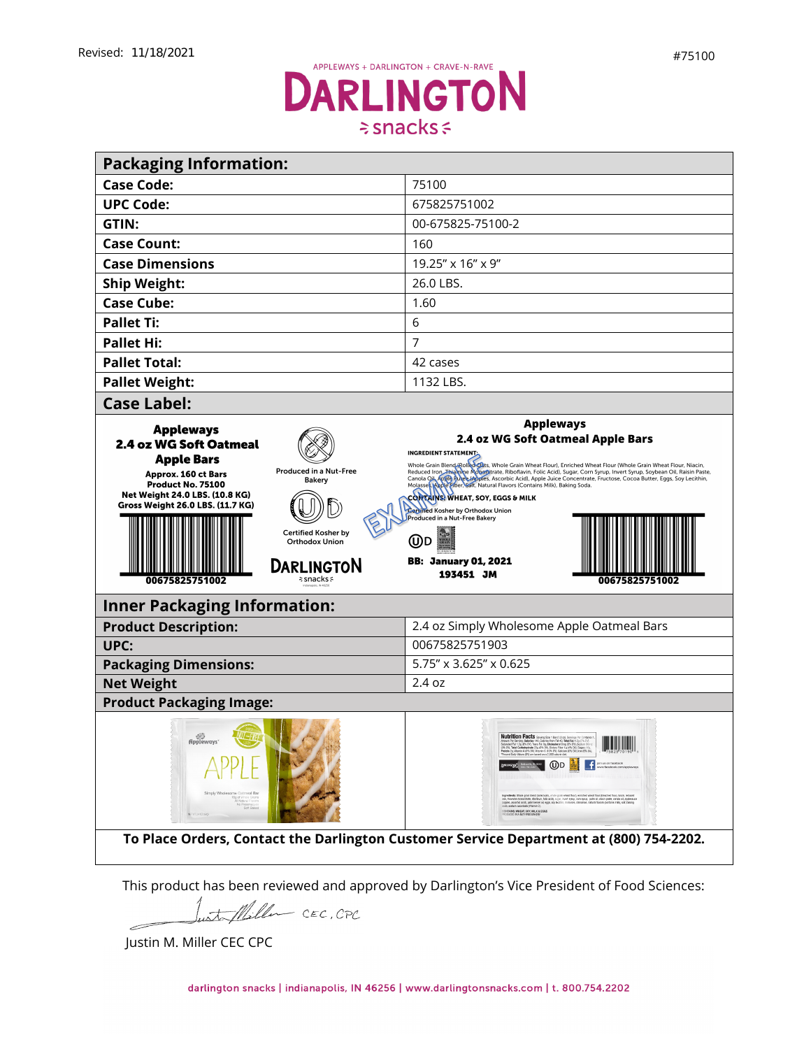Revised: 11/18/2021

#75100

APPLEWAYS + DARLINGTON + CRAVE-N-RAVE

# DARLINGTON snacks

| Packaging Information: | |
|---|---|
| **Case Code:** | 75100 |
| **UPC Code:** | 675825751002 |
| **GTIN:** | 00-675825-75100-2 |
| **Case Count:** | 160 |
| **Case Dimensions** | 19.25" x 16" x 9" |
| **Ship Weight:** | 26.0 LBS. |
| **Case Cube:** | 1.60 |
| **Pallet Ti:** | 6 |
| **Pallet Hi:** | 7 |
| **Pallet Total:** | 42 cases |
| **Pallet Weight:** | 1132 LBS. |

## Case Label:

**Appleways**
**2.4 oz WG Soft Oatmeal Apple Bars**
**Approx. 160 ct Bars**
**Product No. 75100**
**Net Weight 24.0 LBS. (10.8 KG)**
**Gross Weight 26.0 LBS. (11.7 KG)**

00675825751002

Produced in a Nut-Free Bakery

Certified Kosher by Orthodox Union

DARLINGTON snacks

**Appleways**
**2.4 oz WG Soft Oatmeal Apple Bars**

**INGREDIENT STATEMENT:**
Whole Grain Blend (Rolled Oats, Whole Grain Wheat Flour), Enriched Wheat Flour (Whole Grain Wheat Flour, Niacin, Reduced Iron, Thiamine Mononitrate, Riboflavin, Folic Acid), Sugar, Corn Syrup, Invert Syrup, Soybean Oil, Raisin Paste, Canola Oil, Apple Puree (Apples, Ascorbic Acid), Apple Juice Concentrate, Fructose, Cocoa Butter, Eggs, Soy Lecithin, Molasses, Apple Fiber, Salt, Natural Flavors (Contains Milk), Baking Soda.

**CONTAINS: WHEAT, SOY, EGGS & MILK**

Certified Kosher by Orthodox Union
Produced in a Nut-Free Bakery

EXAMPLE

**BB: January 01, 2021**
**193451 JM**

00675825751002

| Inner Packaging Information: | |
|---|---|
| **Product Description:** | 2.4 oz Simply Wholesome Apple Oatmeal Bars |
| **UPC:** | 00675825751903 |
| **Packaging Dimensions:** | 5.75" x 3.625" x 0.625 |
| **Net Weight** | 2.4 oz |

**Product Packaging Image:**

**To Place Orders, Contact the Darlington Customer Service Department at (800) 754-2202.**

This product has been reviewed and approved by Darlington's Vice President of Food Sciences:

Justin M. Miller CEC CPC

darlington snacks | indianapolis, IN 46256 | www.darlingtonsnacks.com | t. 800.754.2202